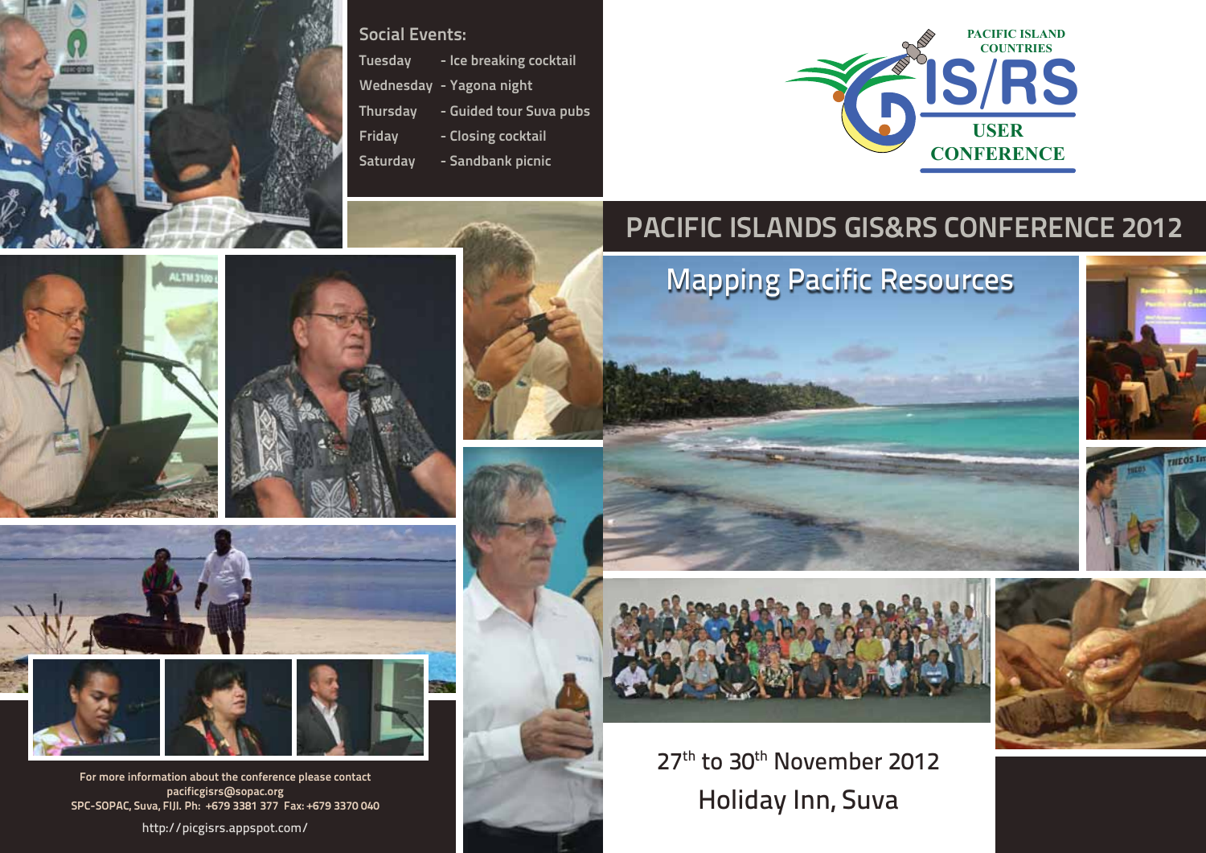# PACIFIC ISLANDS GIS&RS CONFERENCE 2012

PACIFIC ISLAND COUNTRIES

GIS/RS USER CONFERENCE

## Mapping Pacific Resources

27th to 30th November 2012

Holiday Inn, Suva

### Social Events:

| | |
|---|---|
| Tuesday | - Ice breaking cocktail |
| Wednesday | - Yagona night |
| Thursday | - Guided tour Suva pubs |
| Friday | - Closing cocktail |
| Saturday | - Sandbank picnic |

For more information about the conference please contact
pacificgisrs@sopac.org
SPC-SOPAC, Suva, FIJI. Ph: +679 3381 377 Fax: +679 3370 040

http://picgisrs.appspot.com/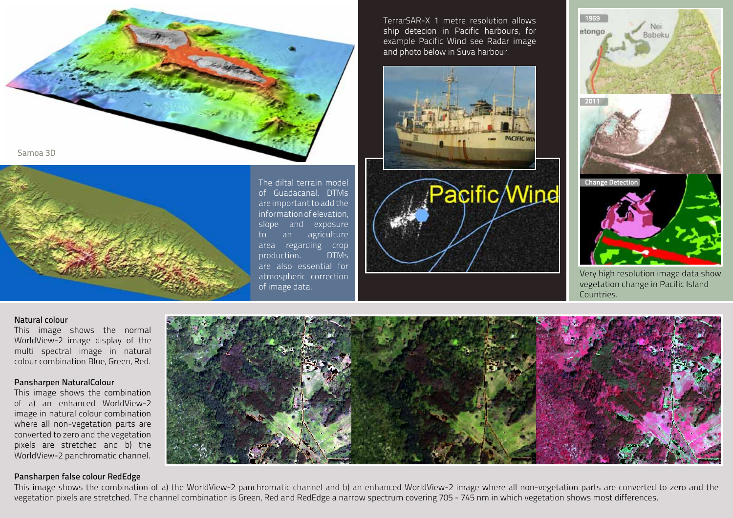Samoa 3D

The diltal terrain model of Guadacanal. DTMs are important to add the information of elevation, slope and exposure to an agriculture area regarding crop production. DTMs are also essential for atmospheric correction of image data.

TerrarSAR-X 1 metre resolution allows ship detecion in Pacific harbours, for example Pacific Wind see Radar image and photo below in Suva harbour.

Very high resolution image data show vegetation change in Pacific Island Countries.

**Natural colour**

This image shows the normal WorldView-2 image display of the multi spectral image in natural colour combination Blue, Green, Red.

**Pansharpen NaturalColour**

This image shows the combination of a) an enhanced WorldView-2 image in natural colour combination where all non-vegetation parts are converted to zero and the vegetation pixels are stretched and b) the WorldView-2 panchromatic channel.

**Pansharpen false colour RedEdge**

This image shows the combination of a) the WorldView-2 panchromatic channel and b) an enhanced WorldView-2 image where all non-vegetation parts are converted to zero and the vegetation pixels are stretched. The channel combination is Green, Red and RedEdge a narrow spectrum covering 705 - 745 nm in which vegetation shows most differences.